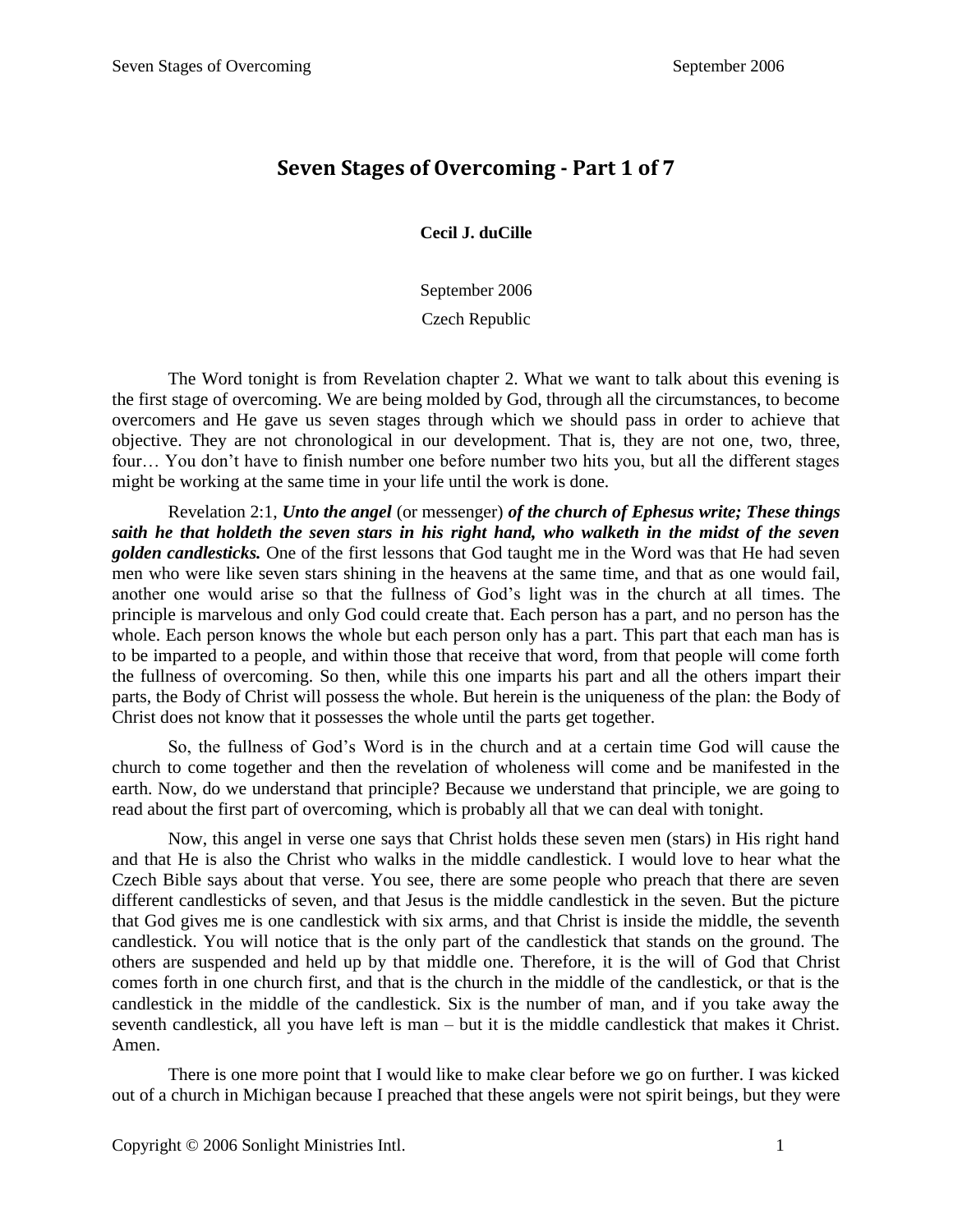# Seven Stages of Overcoming - Part 1 of 7

**Cecil J. duCille**

September 2006

Czech Republic

The Word tonight is from Revelation chapter 2. What we want to talk about this evening is the first stage of overcoming. We are being molded by God, through all the circumstances, to become overcomers and He gave us seven stages through which we should pass in order to achieve that objective. They are not chronological in our development. That is, they are not one, two, three, four… You don't have to finish number one before number two hits you, but all the different stages might be working at the same time in your life until the work is done.

Revelation 2:1, ***Unto the angel*** (or messenger) ***of the church of Ephesus write; These things saith he that holdeth the seven stars in his right hand, who walketh in the midst of the seven golden candlesticks.*** One of the first lessons that God taught me in the Word was that He had seven men who were like seven stars shining in the heavens at the same time, and that as one would fail, another one would arise so that the fullness of God's light was in the church at all times. The principle is marvelous and only God could create that. Each person has a part, and no person has the whole. Each person knows the whole but each person only has a part. This part that each man has is to be imparted to a people, and within those that receive that word, from that people will come forth the fullness of overcoming. So then, while this one imparts his part and all the others impart their parts, the Body of Christ will possess the whole. But herein is the uniqueness of the plan: the Body of Christ does not know that it possesses the whole until the parts get together.

So, the fullness of God's Word is in the church and at a certain time God will cause the church to come together and then the revelation of wholeness will come and be manifested in the earth. Now, do we understand that principle? Because we understand that principle, we are going to read about the first part of overcoming, which is probably all that we can deal with tonight.

Now, this angel in verse one says that Christ holds these seven men (stars) in His right hand and that He is also the Christ who walks in the middle candlestick. I would love to hear what the Czech Bible says about that verse. You see, there are some people who preach that there are seven different candlesticks of seven, and that Jesus is the middle candlestick in the seven. But the picture that God gives me is one candlestick with six arms, and that Christ is inside the middle, the seventh candlestick. You will notice that is the only part of the candlestick that stands on the ground. The others are suspended and held up by that middle one. Therefore, it is the will of God that Christ comes forth in one church first, and that is the church in the middle of the candlestick, or that is the candlestick in the middle of the candlestick. Six is the number of man, and if you take away the seventh candlestick, all you have left is man – but it is the middle candlestick that makes it Christ. Amen.

There is one more point that I would like to make clear before we go on further. I was kicked out of a church in Michigan because I preached that these angels were not spirit beings, but they were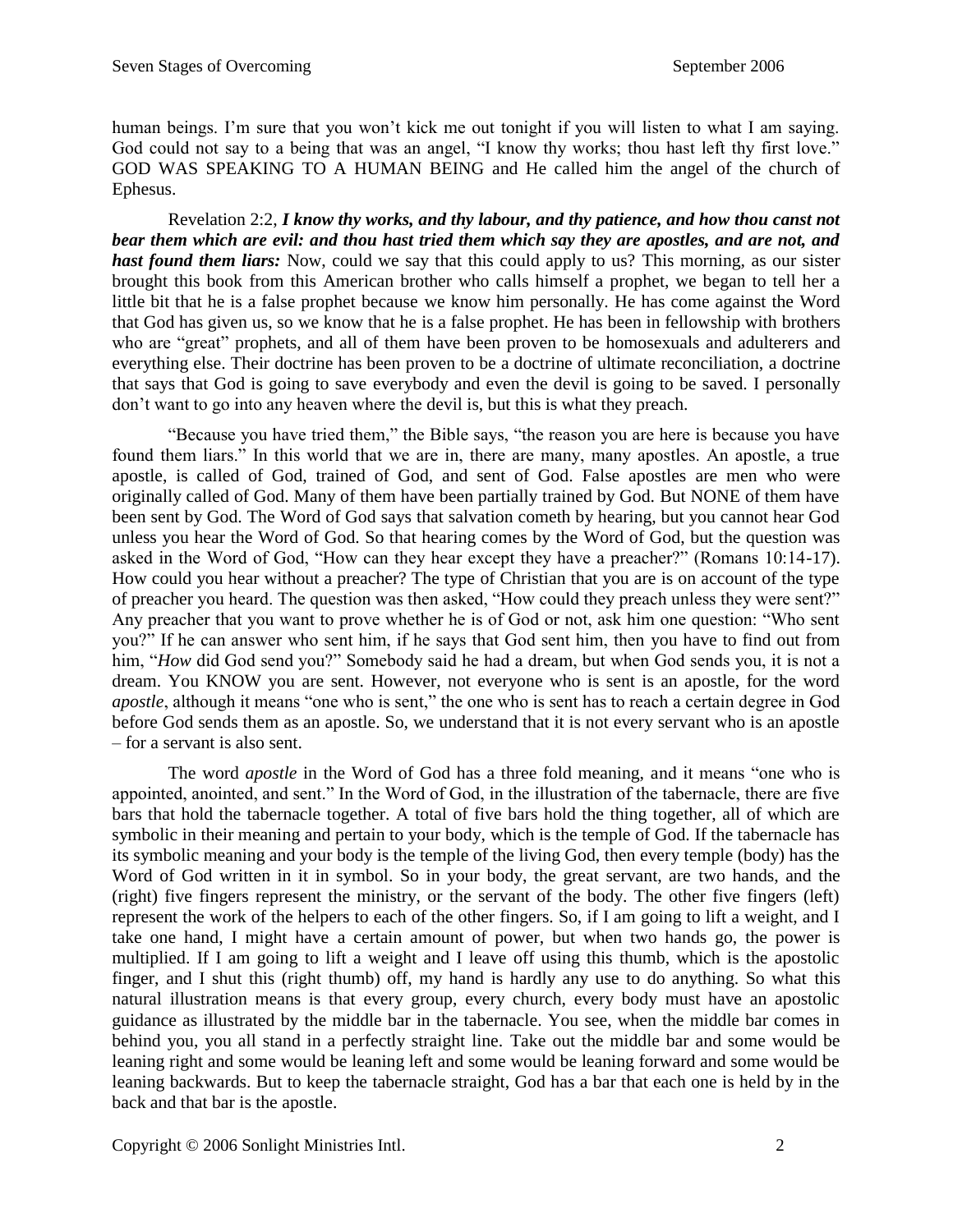human beings. I'm sure that you won't kick me out tonight if you will listen to what I am saying. God could not say to a being that was an angel, "I know thy works; thou hast left thy first love." GOD WAS SPEAKING TO A HUMAN BEING and He called him the angel of the church of Ephesus.

Revelation 2:2, ***I know thy works, and thy labour, and thy patience, and how thou canst not bear them which are evil: and thou hast tried them which say they are apostles, and are not, and hast found them liars:*** Now, could we say that this could apply to us? This morning, as our sister brought this book from this American brother who calls himself a prophet, we began to tell her a little bit that he is a false prophet because we know him personally. He has come against the Word that God has given us, so we know that he is a false prophet. He has been in fellowship with brothers who are "great" prophets, and all of them have been proven to be homosexuals and adulterers and everything else. Their doctrine has been proven to be a doctrine of ultimate reconciliation, a doctrine that says that God is going to save everybody and even the devil is going to be saved. I personally don't want to go into any heaven where the devil is, but this is what they preach.

"Because you have tried them," the Bible says, "the reason you are here is because you have found them liars." In this world that we are in, there are many, many apostles. An apostle, a true apostle, is called of God, trained of God, and sent of God. False apostles are men who were originally called of God. Many of them have been partially trained by God. But NONE of them have been sent by God. The Word of God says that salvation cometh by hearing, but you cannot hear God unless you hear the Word of God. So that hearing comes by the Word of God, but the question was asked in the Word of God, "How can they hear except they have a preacher?" (Romans 10:14-17). How could you hear without a preacher? The type of Christian that you are is on account of the type of preacher you heard. The question was then asked, "How could they preach unless they were sent?" Any preacher that you want to prove whether he is of God or not, ask him one question: "Who sent you?" If he can answer who sent him, if he says that God sent him, then you have to find out from him, "*How* did God send you?" Somebody said he had a dream, but when God sends you, it is not a dream. You KNOW you are sent. However, not everyone who is sent is an apostle, for the word *apostle*, although it means "one who is sent," the one who is sent has to reach a certain degree in God before God sends them as an apostle. So, we understand that it is not every servant who is an apostle – for a servant is also sent.

The word *apostle* in the Word of God has a three fold meaning, and it means "one who is appointed, anointed, and sent." In the Word of God, in the illustration of the tabernacle, there are five bars that hold the tabernacle together. A total of five bars hold the thing together, all of which are symbolic in their meaning and pertain to your body, which is the temple of God. If the tabernacle has its symbolic meaning and your body is the temple of the living God, then every temple (body) has the Word of God written in it in symbol. So in your body, the great servant, are two hands, and the (right) five fingers represent the ministry, or the servant of the body. The other five fingers (left) represent the work of the helpers to each of the other fingers. So, if I am going to lift a weight, and I take one hand, I might have a certain amount of power, but when two hands go, the power is multiplied. If I am going to lift a weight and I leave off using this thumb, which is the apostolic finger, and I shut this (right thumb) off, my hand is hardly any use to do anything. So what this natural illustration means is that every group, every church, every body must have an apostolic guidance as illustrated by the middle bar in the tabernacle. You see, when the middle bar comes in behind you, you all stand in a perfectly straight line. Take out the middle bar and some would be leaning right and some would be leaning left and some would be leaning forward and some would be leaning backwards. But to keep the tabernacle straight, God has a bar that each one is held by in the back and that bar is the apostle.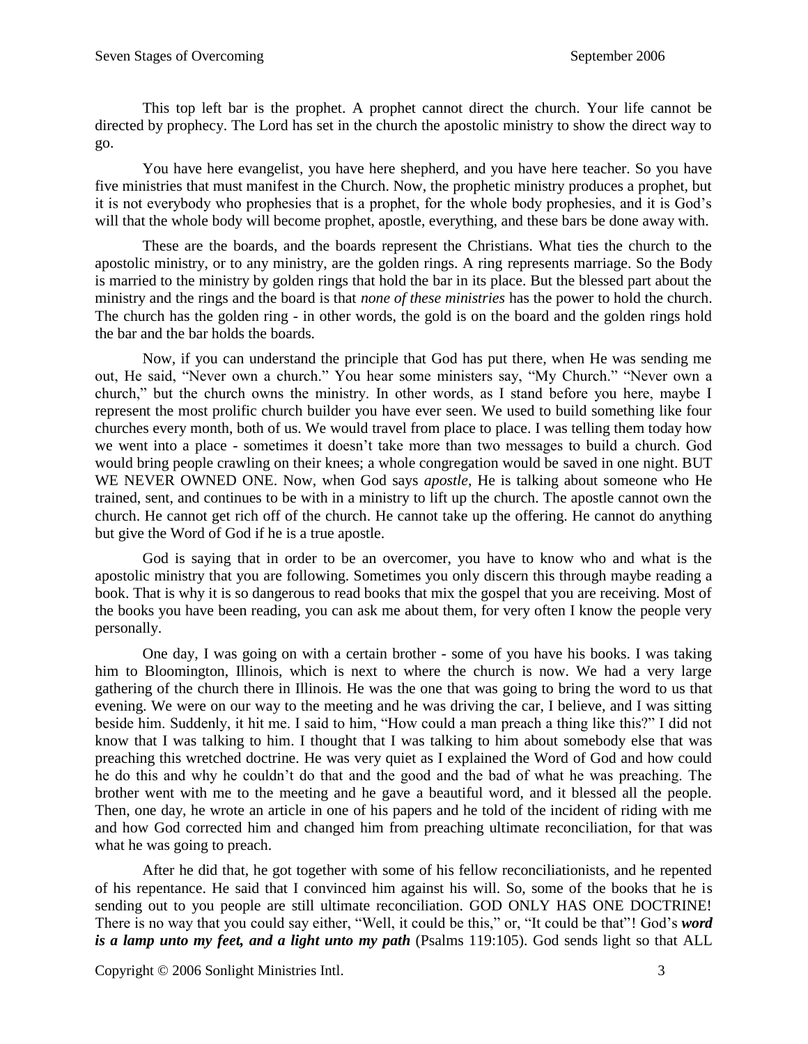This top left bar is the prophet. A prophet cannot direct the church. Your life cannot be directed by prophecy. The Lord has set in the church the apostolic ministry to show the direct way to go.

You have here evangelist, you have here shepherd, and you have here teacher. So you have five ministries that must manifest in the Church. Now, the prophetic ministry produces a prophet, but it is not everybody who prophesies that is a prophet, for the whole body prophesies, and it is God's will that the whole body will become prophet, apostle, everything, and these bars be done away with.

These are the boards, and the boards represent the Christians. What ties the church to the apostolic ministry, or to any ministry, are the golden rings. A ring represents marriage. So the Body is married to the ministry by golden rings that hold the bar in its place. But the blessed part about the ministry and the rings and the board is that *none of these ministries* has the power to hold the church. The church has the golden ring - in other words, the gold is on the board and the golden rings hold the bar and the bar holds the boards.

Now, if you can understand the principle that God has put there, when He was sending me out, He said, "Never own a church." You hear some ministers say, "My Church." "Never own a church," but the church owns the ministry. In other words, as I stand before you here, maybe I represent the most prolific church builder you have ever seen. We used to build something like four churches every month, both of us. We would travel from place to place. I was telling them today how we went into a place - sometimes it doesn't take more than two messages to build a church. God would bring people crawling on their knees; a whole congregation would be saved in one night. BUT WE NEVER OWNED ONE. Now, when God says *apostle*, He is talking about someone who He trained, sent, and continues to be with in a ministry to lift up the church. The apostle cannot own the church. He cannot get rich off of the church. He cannot take up the offering. He cannot do anything but give the Word of God if he is a true apostle.

God is saying that in order to be an overcomer, you have to know who and what is the apostolic ministry that you are following. Sometimes you only discern this through maybe reading a book. That is why it is so dangerous to read books that mix the gospel that you are receiving. Most of the books you have been reading, you can ask me about them, for very often I know the people very personally.

One day, I was going on with a certain brother - some of you have his books. I was taking him to Bloomington, Illinois, which is next to where the church is now. We had a very large gathering of the church there in Illinois. He was the one that was going to bring the word to us that evening. We were on our way to the meeting and he was driving the car, I believe, and I was sitting beside him. Suddenly, it hit me. I said to him, "How could a man preach a thing like this?" I did not know that I was talking to him. I thought that I was talking to him about somebody else that was preaching this wretched doctrine. He was very quiet as I explained the Word of God and how could he do this and why he couldn't do that and the good and the bad of what he was preaching. The brother went with me to the meeting and he gave a beautiful word, and it blessed all the people. Then, one day, he wrote an article in one of his papers and he told of the incident of riding with me and how God corrected him and changed him from preaching ultimate reconciliation, for that was what he was going to preach.

After he did that, he got together with some of his fellow reconciliationists, and he repented of his repentance. He said that I convinced him against his will. So, some of the books that he is sending out to you people are still ultimate reconciliation. GOD ONLY HAS ONE DOCTRINE! There is no way that you could say either, "Well, it could be this," or, "It could be that"! God's ***word is a lamp unto my feet, and a light unto my path*** (Psalms 119:105). God sends light so that ALL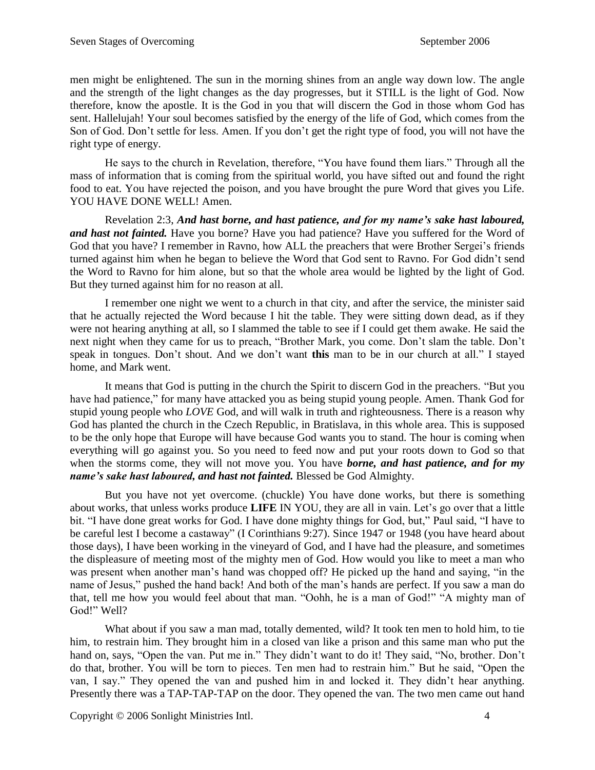men might be enlightened. The sun in the morning shines from an angle way down low. The angle and the strength of the light changes as the day progresses, but it STILL is the light of God. Now therefore, know the apostle. It is the God in you that will discern the God in those whom God has sent. Hallelujah! Your soul becomes satisfied by the energy of the life of God, which comes from the Son of God. Don't settle for less. Amen. If you don't get the right type of food, you will not have the right type of energy.

He says to the church in Revelation, therefore, "You have found them liars." Through all the mass of information that is coming from the spiritual world, you have sifted out and found the right food to eat. You have rejected the poison, and you have brought the pure Word that gives you Life. YOU HAVE DONE WELL! Amen.

Revelation 2:3, ***And hast borne, and hast patience, and for my name's sake hast laboured, and hast not fainted.*** Have you borne? Have you had patience? Have you suffered for the Word of God that you have? I remember in Ravno, how ALL the preachers that were Brother Sergei's friends turned against him when he began to believe the Word that God sent to Ravno. For God didn't send the Word to Ravno for him alone, but so that the whole area would be lighted by the light of God. But they turned against him for no reason at all.

I remember one night we went to a church in that city, and after the service, the minister said that he actually rejected the Word because I hit the table. They were sitting down dead, as if they were not hearing anything at all, so I slammed the table to see if I could get them awake. He said the next night when they came for us to preach, "Brother Mark, you come. Don't slam the table. Don't speak in tongues. Don't shout. And we don't want **this** man to be in our church at all." I stayed home, and Mark went.

It means that God is putting in the church the Spirit to discern God in the preachers. "But you have had patience," for many have attacked you as being stupid young people. Amen. Thank God for stupid young people who *LOVE* God, and will walk in truth and righteousness. There is a reason why God has planted the church in the Czech Republic, in Bratislava, in this whole area. This is supposed to be the only hope that Europe will have because God wants you to stand. The hour is coming when everything will go against you. So you need to feed now and put your roots down to God so that when the storms come, they will not move you. You have ***borne, and hast patience, and for my name's sake hast laboured, and hast not fainted.*** Blessed be God Almighty.

But you have not yet overcome. (chuckle) You have done works, but there is something about works, that unless works produce **LIFE** IN YOU, they are all in vain. Let's go over that a little bit. "I have done great works for God. I have done mighty things for God, but," Paul said, "I have to be careful lest I become a castaway" (I Corinthians 9:27). Since 1947 or 1948 (you have heard about those days), I have been working in the vineyard of God, and I have had the pleasure, and sometimes the displeasure of meeting most of the mighty men of God. How would you like to meet a man who was present when another man's hand was chopped off? He picked up the hand and saying, "in the name of Jesus," pushed the hand back! And both of the man's hands are perfect. If you saw a man do that, tell me how you would feel about that man. "Oohh, he is a man of God!" "A mighty man of God!" Well?

What about if you saw a man mad, totally demented, wild? It took ten men to hold him, to tie him, to restrain him. They brought him in a closed van like a prison and this same man who put the hand on, says, "Open the van. Put me in." They didn't want to do it! They said, "No, brother. Don't do that, brother. You will be torn to pieces. Ten men had to restrain him." But he said, "Open the van, I say." They opened the van and pushed him in and locked it. They didn't hear anything. Presently there was a TAP-TAP-TAP on the door. They opened the van. The two men came out hand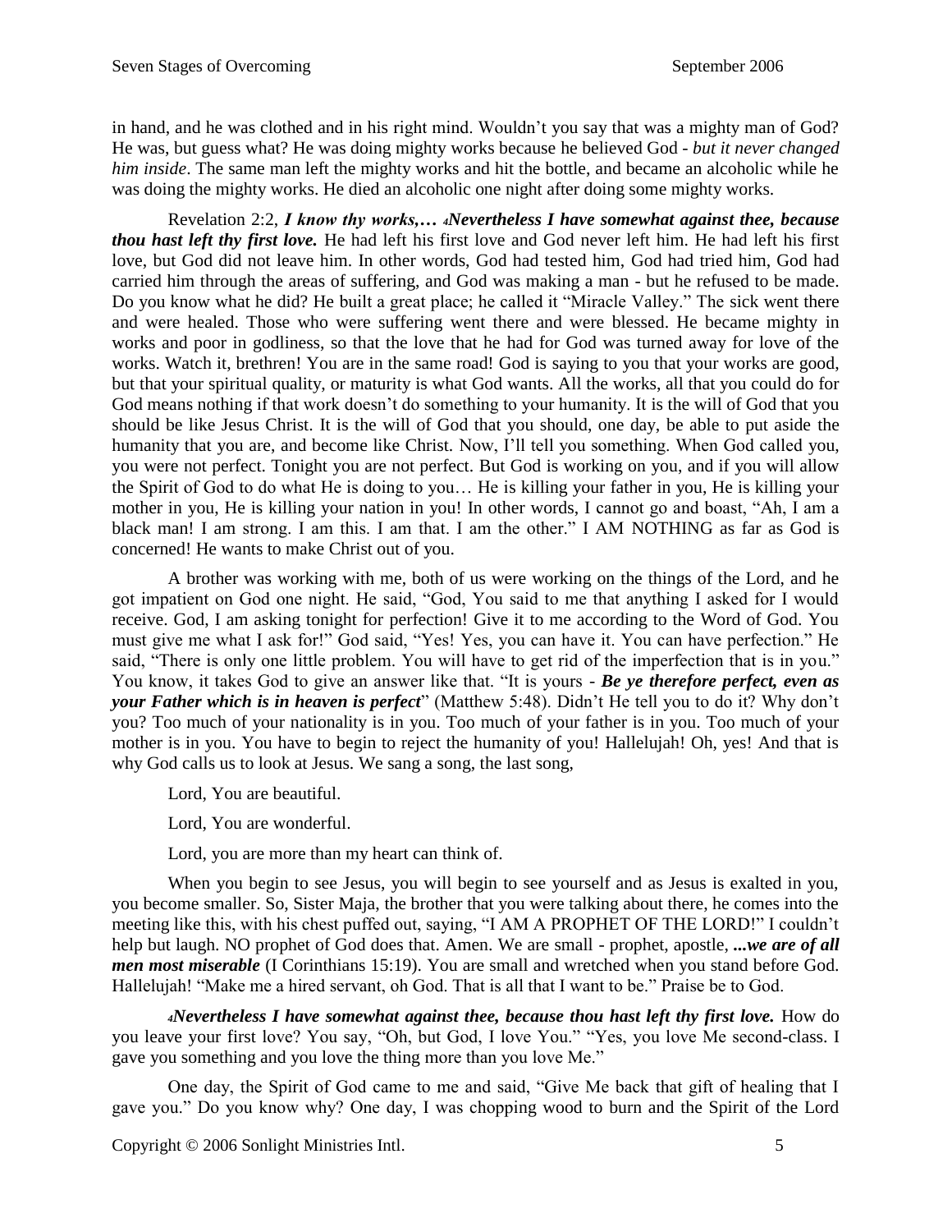in hand, and he was clothed and in his right mind. Wouldn't you say that was a mighty man of God? He was, but guess what? He was doing mighty works because he believed God - *but it never changed him inside*. The same man left the mighty works and hit the bottle, and became an alcoholic while he was doing the mighty works. He died an alcoholic one night after doing some mighty works.

Revelation 2:2, ***I know thy works,… 4Nevertheless I have somewhat against thee, because thou hast left thy first love.*** He had left his first love and God never left him. He had left his first love, but God did not leave him. In other words, God had tested him, God had tried him, God had carried him through the areas of suffering, and God was making a man - but he refused to be made. Do you know what he did? He built a great place; he called it "Miracle Valley." The sick went there and were healed. Those who were suffering went there and were blessed. He became mighty in works and poor in godliness, so that the love that he had for God was turned away for love of the works. Watch it, brethren! You are in the same road! God is saying to you that your works are good, but that your spiritual quality, or maturity is what God wants. All the works, all that you could do for God means nothing if that work doesn't do something to your humanity. It is the will of God that you should be like Jesus Christ. It is the will of God that you should, one day, be able to put aside the humanity that you are, and become like Christ. Now, I'll tell you something. When God called you, you were not perfect. Tonight you are not perfect. But God is working on you, and if you will allow the Spirit of God to do what He is doing to you… He is killing your father in you, He is killing your mother in you, He is killing your nation in you! In other words, I cannot go and boast, "Ah, I am a black man! I am strong. I am this. I am that. I am the other." I AM NOTHING as far as God is concerned! He wants to make Christ out of you.

A brother was working with me, both of us were working on the things of the Lord, and he got impatient on God one night. He said, "God, You said to me that anything I asked for I would receive. God, I am asking tonight for perfection! Give it to me according to the Word of God. You must give me what I ask for!" God said, "Yes! Yes, you can have it. You can have perfection." He said, "There is only one little problem. You will have to get rid of the imperfection that is in you." You know, it takes God to give an answer like that. "It is yours - ***Be ye therefore perfect, even as your Father which is in heaven is perfect***" (Matthew 5:48). Didn't He tell you to do it? Why don't you? Too much of your nationality is in you. Too much of your father is in you. Too much of your mother is in you. You have to begin to reject the humanity of you! Hallelujah! Oh, yes! And that is why God calls us to look at Jesus. We sang a song, the last song,

Lord, You are beautiful.

Lord, You are wonderful.

Lord, you are more than my heart can think of.

When you begin to see Jesus, you will begin to see yourself and as Jesus is exalted in you, you become smaller. So, Sister Maja, the brother that you were talking about there, he comes into the meeting like this, with his chest puffed out, saying, "I AM A PROPHET OF THE LORD!" I couldn't help but laugh. NO prophet of God does that. Amen. We are small - prophet, apostle, ***...we are of all men most miserable*** (I Corinthians 15:19). You are small and wretched when you stand before God. Hallelujah! "Make me a hired servant, oh God. That is all that I want to be." Praise be to God.

***4Nevertheless I have somewhat against thee, because thou hast left thy first love.*** How do you leave your first love? You say, "Oh, but God, I love You." "Yes, you love Me second-class. I gave you something and you love the thing more than you love Me."

One day, the Spirit of God came to me and said, "Give Me back that gift of healing that I gave you." Do you know why? One day, I was chopping wood to burn and the Spirit of the Lord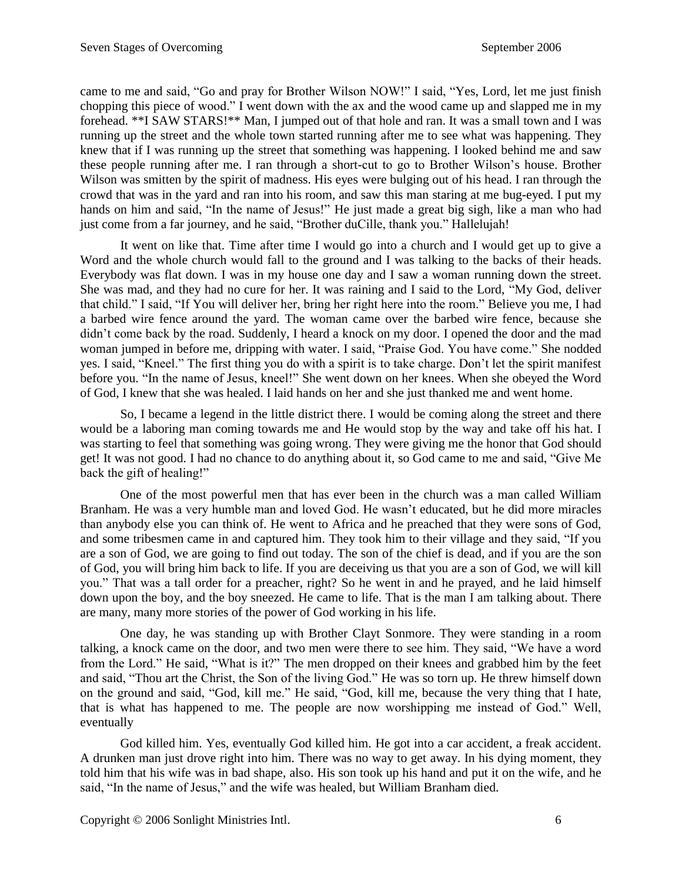came to me and said, "Go and pray for Brother Wilson NOW!" I said, "Yes, Lord, let me just finish chopping this piece of wood." I went down with the ax and the wood came up and slapped me in my forehead. **I SAW STARS!** Man, I jumped out of that hole and ran. It was a small town and I was running up the street and the whole town started running after me to see what was happening. They knew that if I was running up the street that something was happening. I looked behind me and saw these people running after me. I ran through a short-cut to go to Brother Wilson's house. Brother Wilson was smitten by the spirit of madness. His eyes were bulging out of his head. I ran through the crowd that was in the yard and ran into his room, and saw this man staring at me bug-eyed. I put my hands on him and said, "In the name of Jesus!" He just made a great big sigh, like a man who had just come from a far journey, and he said, "Brother duCille, thank you." Hallelujah!

It went on like that. Time after time I would go into a church and I would get up to give a Word and the whole church would fall to the ground and I was talking to the backs of their heads. Everybody was flat down. I was in my house one day and I saw a woman running down the street. She was mad, and they had no cure for her. It was raining and I said to the Lord, "My God, deliver that child." I said, "If You will deliver her, bring her right here into the room." Believe you me, I had a barbed wire fence around the yard. The woman came over the barbed wire fence, because she didn't come back by the road. Suddenly, I heard a knock on my door. I opened the door and the mad woman jumped in before me, dripping with water. I said, "Praise God. You have come." She nodded yes. I said, "Kneel." The first thing you do with a spirit is to take charge. Don't let the spirit manifest before you. "In the name of Jesus, kneel!" She went down on her knees. When she obeyed the Word of God, I knew that she was healed. I laid hands on her and she just thanked me and went home.

So, I became a legend in the little district there. I would be coming along the street and there would be a laboring man coming towards me and He would stop by the way and take off his hat. I was starting to feel that something was going wrong. They were giving me the honor that God should get! It was not good. I had no chance to do anything about it, so God came to me and said, "Give Me back the gift of healing!"

One of the most powerful men that has ever been in the church was a man called William Branham. He was a very humble man and loved God. He wasn't educated, but he did more miracles than anybody else you can think of. He went to Africa and he preached that they were sons of God, and some tribesmen came in and captured him. They took him to their village and they said, "If you are a son of God, we are going to find out today. The son of the chief is dead, and if you are the son of God, you will bring him back to life. If you are deceiving us that you are a son of God, we will kill you." That was a tall order for a preacher, right? So he went in and he prayed, and he laid himself down upon the boy, and the boy sneezed. He came to life. That is the man I am talking about. There are many, many more stories of the power of God working in his life.

One day, he was standing up with Brother Clayt Sonmore. They were standing in a room talking, a knock came on the door, and two men were there to see him. They said, "We have a word from the Lord." He said, "What is it?" The men dropped on their knees and grabbed him by the feet and said, "Thou art the Christ, the Son of the living God." He was so torn up. He threw himself down on the ground and said, "God, kill me." He said, "God, kill me, because the very thing that I hate, that is what has happened to me. The people are now worshipping me instead of God." Well, eventually

God killed him. Yes, eventually God killed him. He got into a car accident, a freak accident. A drunken man just drove right into him. There was no way to get away. In his dying moment, they told him that his wife was in bad shape, also. His son took up his hand and put it on the wife, and he said, "In the name of Jesus," and the wife was healed, but William Branham died.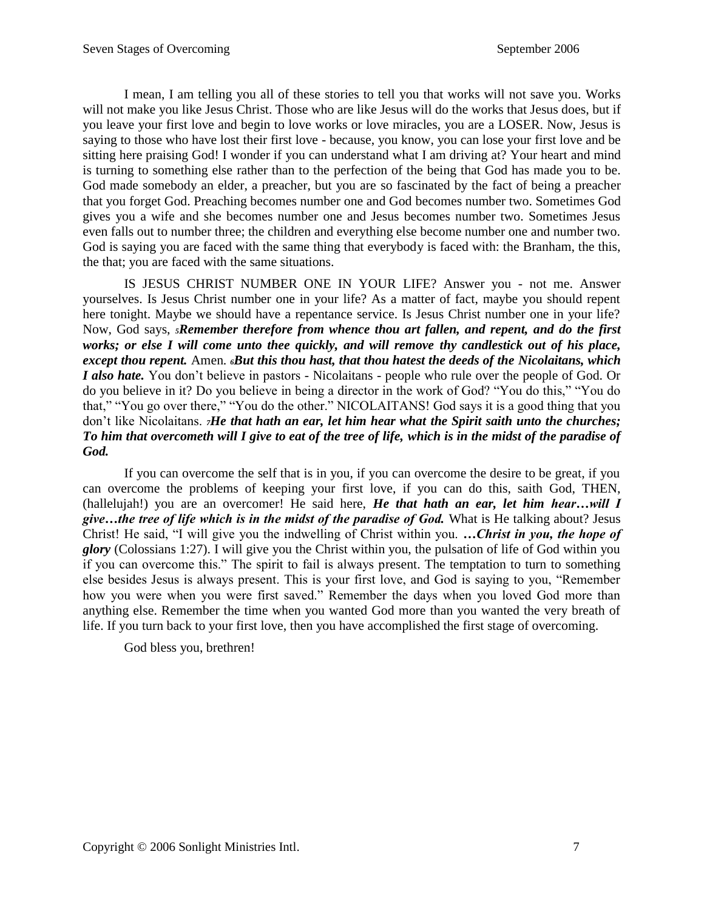I mean, I am telling you all of these stories to tell you that works will not save you. Works will not make you like Jesus Christ. Those who are like Jesus will do the works that Jesus does, but if you leave your first love and begin to love works or love miracles, you are a LOSER. Now, Jesus is saying to those who have lost their first love - because, you know, you can lose your first love and be sitting here praising God! I wonder if you can understand what I am driving at? Your heart and mind is turning to something else rather than to the perfection of the being that God has made you to be. God made somebody an elder, a preacher, but you are so fascinated by the fact of being a preacher that you forget God. Preaching becomes number one and God becomes number two. Sometimes God gives you a wife and she becomes number one and Jesus becomes number two. Sometimes Jesus even falls out to number three; the children and everything else become number one and number two. God is saying you are faced with the same thing that everybody is faced with: the Branham, the this, the that; you are faced with the same situations.

IS JESUS CHRIST NUMBER ONE IN YOUR LIFE? Answer you - not me. Answer yourselves. Is Jesus Christ number one in your life? As a matter of fact, maybe you should repent here tonight. Maybe we should have a repentance service. Is Jesus Christ number one in your life? Now, God says, *5* ***Remember therefore from whence thou art fallen, and repent, and do the first works; or else I will come unto thee quickly, and will remove thy candlestick out of his place, except thou repent.*** Amen. *6* ***But this thou hast, that thou hatest the deeds of the Nicolaitans, which I also hate.*** You don't believe in pastors - Nicolaitans - people who rule over the people of God. Or do you believe in it? Do you believe in being a director in the work of God? "You do this," "You do that," "You go over there," "You do the other." NICOLAITANS! God says it is a good thing that you don't like Nicolaitans. *7* ***He that hath an ear, let him hear what the Spirit saith unto the churches; To him that overcometh will I give to eat of the tree of life, which is in the midst of the paradise of God.***

If you can overcome the self that is in you, if you can overcome the desire to be great, if you can overcome the problems of keeping your first love, if you can do this, saith God, THEN, (hallelujah!) you are an overcomer! He said here, ***He that hath an ear, let him hear…will I give…the tree of life which is in the midst of the paradise of God.*** What is He talking about? Jesus Christ! He said, "I will give you the indwelling of Christ within you. ***…Christ in you, the hope of glory*** (Colossians 1:27). I will give you the Christ within you, the pulsation of life of God within you if you can overcome this." The spirit to fail is always present. The temptation to turn to something else besides Jesus is always present. This is your first love, and God is saying to you, "Remember how you were when you were first saved." Remember the days when you loved God more than anything else. Remember the time when you wanted God more than you wanted the very breath of life. If you turn back to your first love, then you have accomplished the first stage of overcoming.

God bless you, brethren!